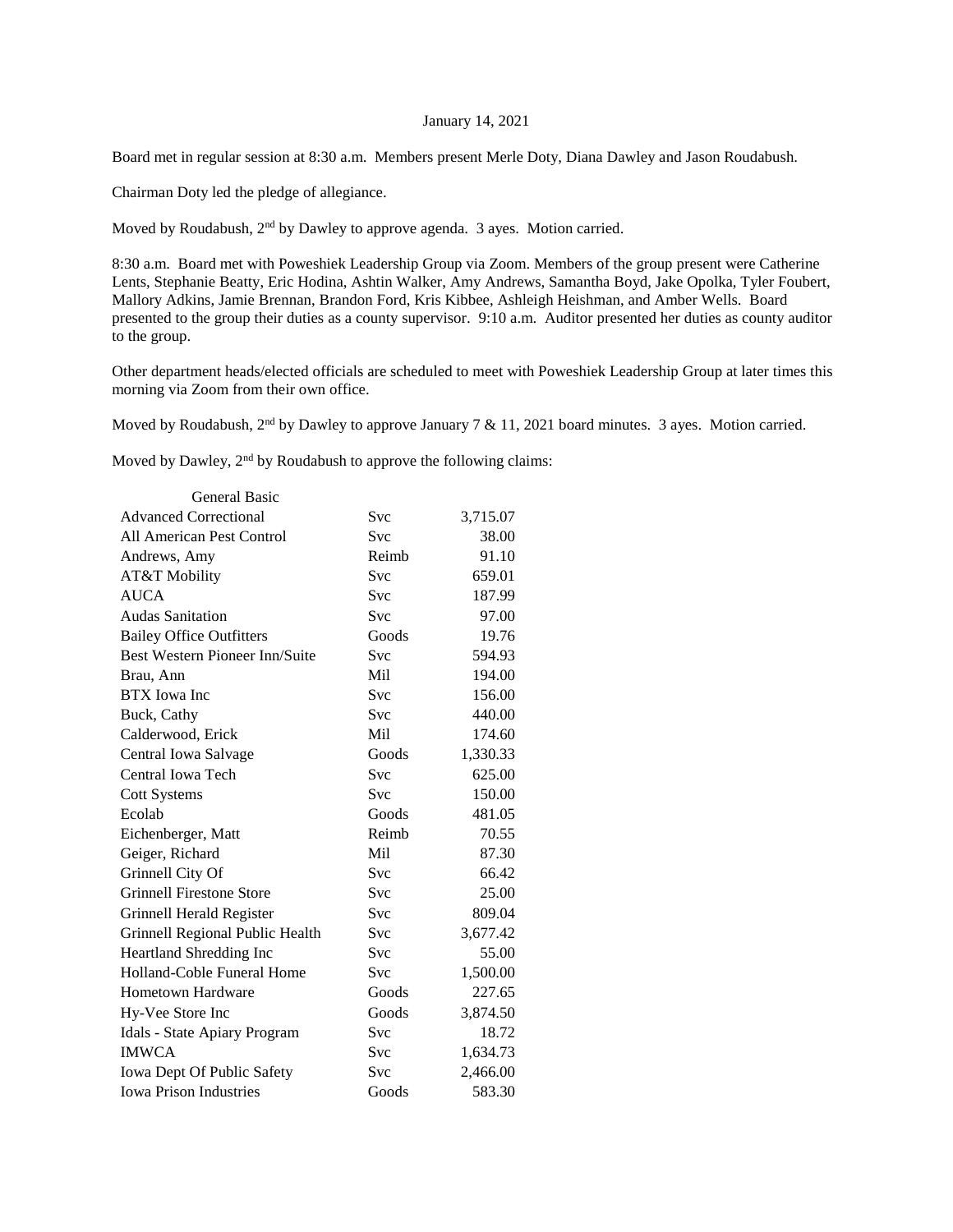January 14, 2021

Board met in regular session at 8:30 a.m. Members present Merle Doty, Diana Dawley and Jason Roudabush.

Chairman Doty led the pledge of allegiance.

Moved by Roudabush, 2nd by Dawley to approve agenda. 3 ayes. Motion carried.

8:30 a.m. Board met with Poweshiek Leadership Group via Zoom. Members of the group present were Catherine Lents, Stephanie Beatty, Eric Hodina, Ashtin Walker, Amy Andrews, Samantha Boyd, Jake Opolka, Tyler Foubert, Mallory Adkins, Jamie Brennan, Brandon Ford, Kris Kibbee, Ashleigh Heishman, and Amber Wells. Board presented to the group their duties as a county supervisor. 9:10 a.m. Auditor presented her duties as county auditor to the group.

Other department heads/elected officials are scheduled to meet with Poweshiek Leadership Group at later times this morning via Zoom from their own office.

Moved by Roudabush, 2nd by Dawley to approve January 7 & 11, 2021 board minutes. 3 ayes. Motion carried.

Moved by Dawley, 2nd by Roudabush to approve the following claims:

| General Basic | | |
|---|---|---|
| Advanced Correctional | Svc | 3,715.07 |
| All American Pest Control | Svc | 38.00 |
| Andrews, Amy | Reimb | 91.10 |
| AT&T Mobility | Svc | 659.01 |
| AUCA | Svc | 187.99 |
| Audas Sanitation | Svc | 97.00 |
| Bailey Office Outfitters | Goods | 19.76 |
| Best Western Pioneer Inn/Suite | Svc | 594.93 |
| Brau, Ann | Mil | 194.00 |
| BTX Iowa Inc | Svc | 156.00 |
| Buck, Cathy | Svc | 440.00 |
| Calderwood, Erick | Mil | 174.60 |
| Central Iowa Salvage | Goods | 1,330.33 |
| Central Iowa Tech | Svc | 625.00 |
| Cott Systems | Svc | 150.00 |
| Ecolab | Goods | 481.05 |
| Eichenberger, Matt | Reimb | 70.55 |
| Geiger, Richard | Mil | 87.30 |
| Grinnell City Of | Svc | 66.42 |
| Grinnell Firestone Store | Svc | 25.00 |
| Grinnell Herald Register | Svc | 809.04 |
| Grinnell Regional Public Health | Svc | 3,677.42 |
| Heartland Shredding Inc | Svc | 55.00 |
| Holland-Coble Funeral Home | Svc | 1,500.00 |
| Hometown Hardware | Goods | 227.65 |
| Hy-Vee Store Inc | Goods | 3,874.50 |
| Idals - State Apiary Program | Svc | 18.72 |
| IMWCA | Svc | 1,634.73 |
| Iowa Dept Of Public Safety | Svc | 2,466.00 |
| Iowa Prison Industries | Goods | 583.30 |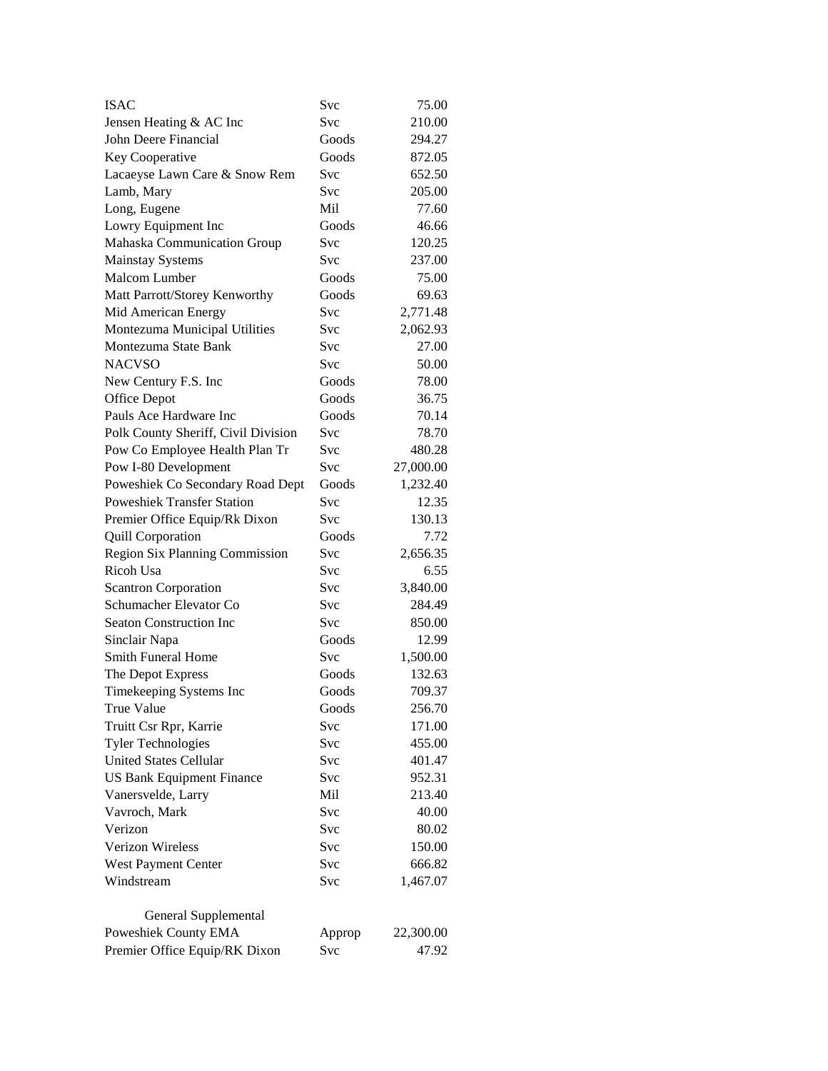| | | |
|---|---|---|
| ISAC | Svc | 75.00 |
| Jensen Heating & AC Inc | Svc | 210.00 |
| John Deere Financial | Goods | 294.27 |
| Key Cooperative | Goods | 872.05 |
| Lacaeyse Lawn Care & Snow Rem | Svc | 652.50 |
| Lamb, Mary | Svc | 205.00 |
| Long, Eugene | Mil | 77.60 |
| Lowry Equipment Inc | Goods | 46.66 |
| Mahaska Communication Group | Svc | 120.25 |
| Mainstay Systems | Svc | 237.00 |
| Malcom Lumber | Goods | 75.00 |
| Matt Parrott/Storey Kenworthy | Goods | 69.63 |
| Mid American Energy | Svc | 2,771.48 |
| Montezuma Municipal Utilities | Svc | 2,062.93 |
| Montezuma State Bank | Svc | 27.00 |
| NACVSO | Svc | 50.00 |
| New Century F.S. Inc | Goods | 78.00 |
| Office Depot | Goods | 36.75 |
| Pauls Ace Hardware Inc | Goods | 70.14 |
| Polk County Sheriff, Civil Division | Svc | 78.70 |
| Pow Co Employee Health Plan Tr | Svc | 480.28 |
| Pow I-80 Development | Svc | 27,000.00 |
| Poweshiek Co Secondary Road Dept | Goods | 1,232.40 |
| Poweshiek Transfer Station | Svc | 12.35 |
| Premier Office Equip/Rk Dixon | Svc | 130.13 |
| Quill Corporation | Goods | 7.72 |
| Region Six Planning Commission | Svc | 2,656.35 |
| Ricoh Usa | Svc | 6.55 |
| Scantron Corporation | Svc | 3,840.00 |
| Schumacher Elevator Co | Svc | 284.49 |
| Seaton Construction Inc | Svc | 850.00 |
| Sinclair Napa | Goods | 12.99 |
| Smith Funeral Home | Svc | 1,500.00 |
| The Depot Express | Goods | 132.63 |
| Timekeeping Systems Inc | Goods | 709.37 |
| True Value | Goods | 256.70 |
| Truitt Csr Rpr, Karrie | Svc | 171.00 |
| Tyler Technologies | Svc | 455.00 |
| United States Cellular | Svc | 401.47 |
| US Bank Equipment Finance | Svc | 952.31 |
| Vanersvelde, Larry | Mil | 213.40 |
| Vavroch, Mark | Svc | 40.00 |
| Verizon | Svc | 80.02 |
| Verizon Wireless | Svc | 150.00 |
| West Payment Center | Svc | 666.82 |
| Windstream | Svc | 1,467.07 |

General Supplemental

| | | |
|---|---|---|
| Poweshiek County EMA | Approp | 22,300.00 |
| Premier Office Equip/RK Dixon | Svc | 47.92 |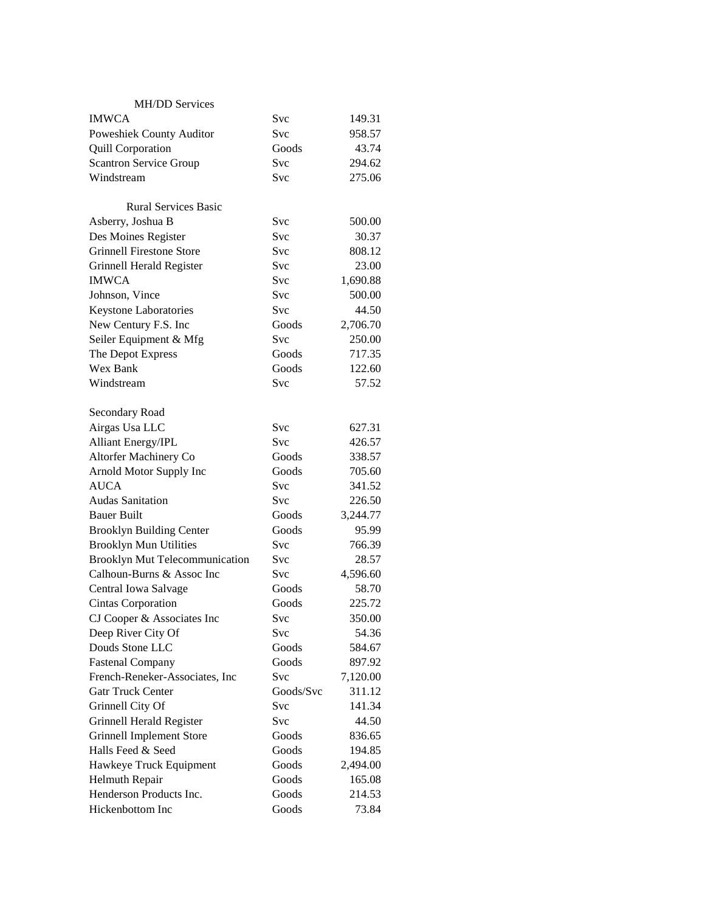| MH/DD Services | | |
|---|---|---|
| IMWCA | Svc | 149.31 |
| Poweshiek County Auditor | Svc | 958.57 |
| Quill Corporation | Goods | 43.74 |
| Scantron Service Group | Svc | 294.62 |
| Windstream | Svc | 275.06 |
| | | |
| Rural Services Basic | | |
| Asberry, Joshua B | Svc | 500.00 |
| Des Moines Register | Svc | 30.37 |
| Grinnell Firestone Store | Svc | 808.12 |
| Grinnell Herald Register | Svc | 23.00 |
| IMWCA | Svc | 1,690.88 |
| Johnson, Vince | Svc | 500.00 |
| Keystone Laboratories | Svc | 44.50 |
| New Century F.S. Inc | Goods | 2,706.70 |
| Seiler Equipment & Mfg | Svc | 250.00 |
| The Depot Express | Goods | 717.35 |
| Wex Bank | Goods | 122.60 |
| Windstream | Svc | 57.52 |
| | | |
| Secondary Road | | |
| Airgas Usa LLC | Svc | 627.31 |
| Alliant Energy/IPL | Svc | 426.57 |
| Altorfer Machinery Co | Goods | 338.57 |
| Arnold Motor Supply Inc | Goods | 705.60 |
| AUCA | Svc | 341.52 |
| Audas Sanitation | Svc | 226.50 |
| Bauer Built | Goods | 3,244.77 |
| Brooklyn Building Center | Goods | 95.99 |
| Brooklyn Mun Utilities | Svc | 766.39 |
| Brooklyn Mut Telecommunication | Svc | 28.57 |
| Calhoun-Burns & Assoc Inc | Svc | 4,596.60 |
| Central Iowa Salvage | Goods | 58.70 |
| Cintas Corporation | Goods | 225.72 |
| CJ Cooper & Associates Inc | Svc | 350.00 |
| Deep River City Of | Svc | 54.36 |
| Douds Stone LLC | Goods | 584.67 |
| Fastenal Company | Goods | 897.92 |
| French-Reneker-Associates, Inc | Svc | 7,120.00 |
| Gatr Truck Center | Goods/Svc | 311.12 |
| Grinnell City Of | Svc | 141.34 |
| Grinnell Herald Register | Svc | 44.50 |
| Grinnell Implement Store | Goods | 836.65 |
| Halls Feed & Seed | Goods | 194.85 |
| Hawkeye Truck Equipment | Goods | 2,494.00 |
| Helmuth Repair | Goods | 165.08 |
| Henderson Products Inc. | Goods | 214.53 |
| Hickenbottom Inc | Goods | 73.84 |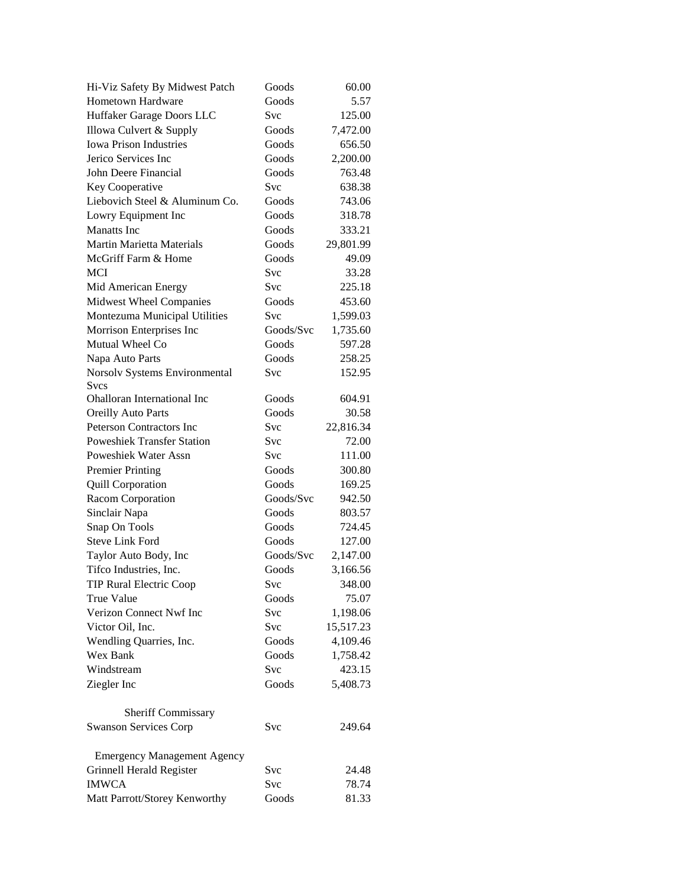| | | |
|---|---|---|
| Hi-Viz Safety By Midwest Patch | Goods | 60.00 |
| Hometown Hardware | Goods | 5.57 |
| Huffaker Garage Doors LLC | Svc | 125.00 |
| Illowa Culvert & Supply | Goods | 7,472.00 |
| Iowa Prison Industries | Goods | 656.50 |
| Jerico Services Inc | Goods | 2,200.00 |
| John Deere Financial | Goods | 763.48 |
| Key Cooperative | Svc | 638.38 |
| Liebovich Steel & Aluminum Co. | Goods | 743.06 |
| Lowry Equipment Inc | Goods | 318.78 |
| Manatts Inc | Goods | 333.21 |
| Martin Marietta Materials | Goods | 29,801.99 |
| McGriff Farm & Home | Goods | 49.09 |
| MCI | Svc | 33.28 |
| Mid American Energy | Svc | 225.18 |
| Midwest Wheel Companies | Goods | 453.60 |
| Montezuma Municipal Utilities | Svc | 1,599.03 |
| Morrison Enterprises Inc | Goods/Svc | 1,735.60 |
| Mutual Wheel Co | Goods | 597.28 |
| Napa Auto Parts | Goods | 258.25 |
| Norsolv Systems Environmental Svcs | Svc | 152.95 |
| Ohalloran International Inc | Goods | 604.91 |
| Oreilly Auto Parts | Goods | 30.58 |
| Peterson Contractors Inc | Svc | 22,816.34 |
| Poweshiek Transfer Station | Svc | 72.00 |
| Poweshiek Water Assn | Svc | 111.00 |
| Premier Printing | Goods | 300.80 |
| Quill Corporation | Goods | 169.25 |
| Racom Corporation | Goods/Svc | 942.50 |
| Sinclair Napa | Goods | 803.57 |
| Snap On Tools | Goods | 724.45 |
| Steve Link Ford | Goods | 127.00 |
| Taylor Auto Body, Inc | Goods/Svc | 2,147.00 |
| Tifco Industries, Inc. | Goods | 3,166.56 |
| TIP Rural Electric Coop | Svc | 348.00 |
| True Value | Goods | 75.07 |
| Verizon Connect Nwf Inc | Svc | 1,198.06 |
| Victor Oil, Inc. | Svc | 15,517.23 |
| Wendling Quarries, Inc. | Goods | 4,109.46 |
| Wex Bank | Goods | 1,758.42 |
| Windstream | Svc | 423.15 |
| Ziegler Inc | Goods | 5,408.73 |
| | | |
| **Sheriff Commissary** | | |
| Swanson Services Corp | Svc | 249.64 |
| | | |
| **Emergency Management Agency** | | |
| Grinnell Herald Register | Svc | 24.48 |
| IMWCA | Svc | 78.74 |
| Matt Parrott/Storey Kenworthy | Goods | 81.33 |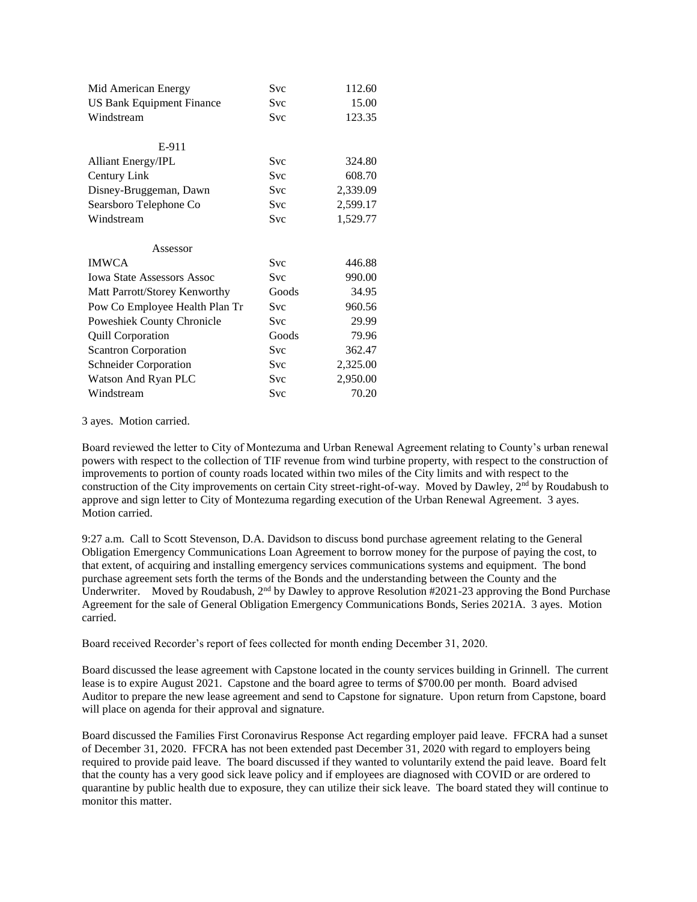| | | |
|---|---|---|
| Mid American Energy | Svc | 112.60 |
| US Bank Equipment Finance | Svc | 15.00 |
| Windstream | Svc | 123.35 |
| | | |
| E-911 | | |
| Alliant Energy/IPL | Svc | 324.80 |
| Century Link | Svc | 608.70 |
| Disney-Bruggeman, Dawn | Svc | 2,339.09 |
| Searsboro Telephone Co | Svc | 2,599.17 |
| Windstream | Svc | 1,529.77 |
| | | |
| Assessor | | |
| IMWCA | Svc | 446.88 |
| Iowa State Assessors Assoc | Svc | 990.00 |
| Matt Parrott/Storey Kenworthy | Goods | 34.95 |
| Pow Co Employee Health Plan Tr | Svc | 960.56 |
| Poweshiek County Chronicle | Svc | 29.99 |
| Quill Corporation | Goods | 79.96 |
| Scantron Corporation | Svc | 362.47 |
| Schneider Corporation | Svc | 2,325.00 |
| Watson And Ryan PLC | Svc | 2,950.00 |
| Windstream | Svc | 70.20 |

3 ayes. Motion carried.

Board reviewed the letter to City of Montezuma and Urban Renewal Agreement relating to County's urban renewal powers with respect to the collection of TIF revenue from wind turbine property, with respect to the construction of improvements to portion of county roads located within two miles of the City limits and with respect to the construction of the City improvements on certain City street-right-of-way. Moved by Dawley, 2nd by Roudabush to approve and sign letter to City of Montezuma regarding execution of the Urban Renewal Agreement. 3 ayes. Motion carried.

9:27 a.m. Call to Scott Stevenson, D.A. Davidson to discuss bond purchase agreement relating to the General Obligation Emergency Communications Loan Agreement to borrow money for the purpose of paying the cost, to that extent, of acquiring and installing emergency services communications systems and equipment. The bond purchase agreement sets forth the terms of the Bonds and the understanding between the County and the Underwriter. Moved by Roudabush, 2nd by Dawley to approve Resolution #2021-23 approving the Bond Purchase Agreement for the sale of General Obligation Emergency Communications Bonds, Series 2021A. 3 ayes. Motion carried.

Board received Recorder's report of fees collected for month ending December 31, 2020.

Board discussed the lease agreement with Capstone located in the county services building in Grinnell. The current lease is to expire August 2021. Capstone and the board agree to terms of $700.00 per month. Board advised Auditor to prepare the new lease agreement and send to Capstone for signature. Upon return from Capstone, board will place on agenda for their approval and signature.

Board discussed the Families First Coronavirus Response Act regarding employer paid leave. FFCRA had a sunset of December 31, 2020. FFCRA has not been extended past December 31, 2020 with regard to employers being required to provide paid leave. The board discussed if they wanted to voluntarily extend the paid leave. Board felt that the county has a very good sick leave policy and if employees are diagnosed with COVID or are ordered to quarantine by public health due to exposure, they can utilize their sick leave. The board stated they will continue to monitor this matter.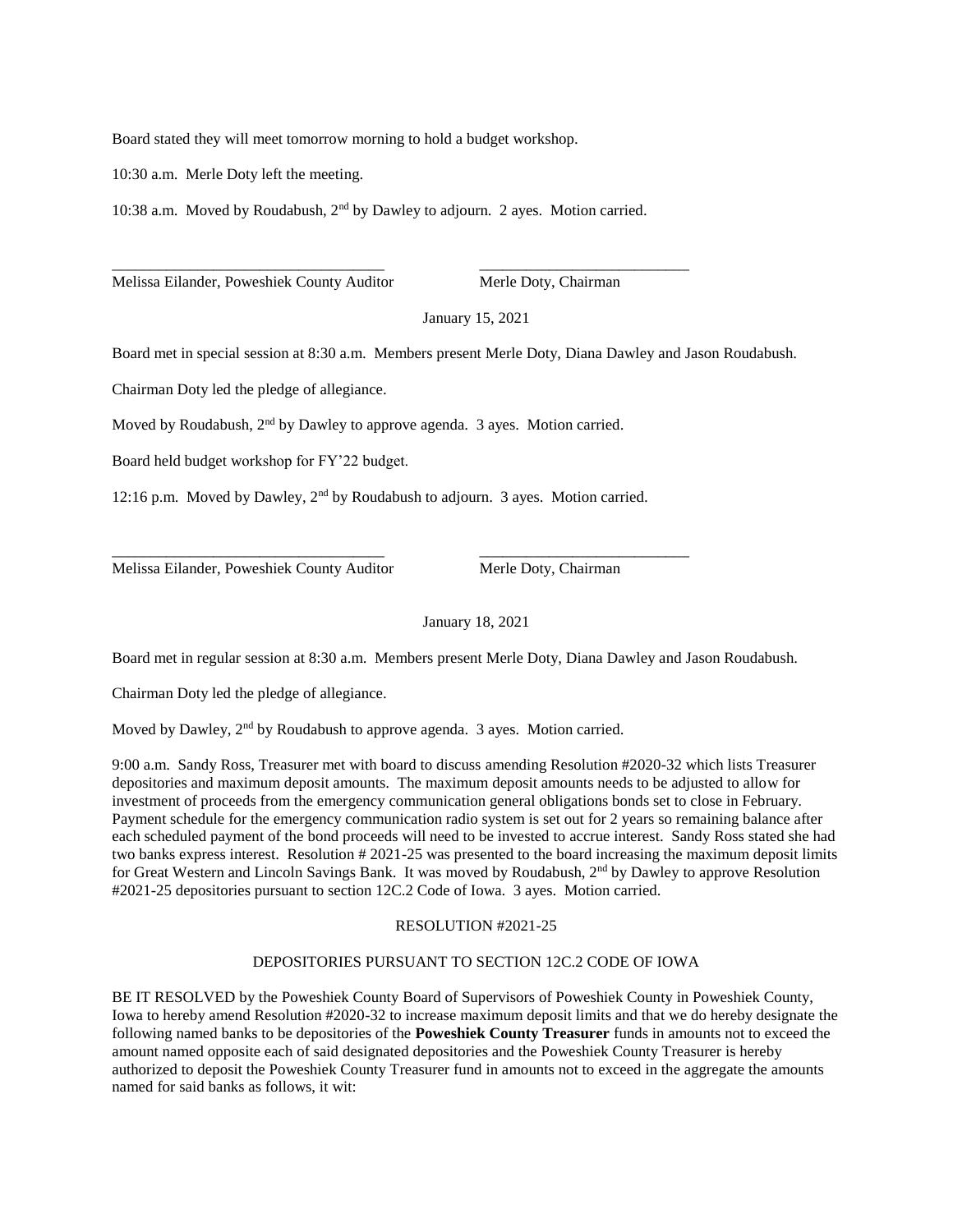Board stated they will meet tomorrow morning to hold a budget workshop.

10:30 a.m. Merle Doty left the meeting.

10:38 a.m. Moved by Roudabush, 2nd by Dawley to adjourn. 2 ayes. Motion carried.

\_\_\_\_\_\_\_\_\_\_\_\_\_\_\_\_\_\_\_\_\_\_\_\_\_\_\_\_\_\_\_\_\_\_\_ \_\_\_\_\_\_\_\_\_\_\_\_\_\_\_\_\_\_\_\_\_\_\_\_\_\_\_

Melissa Eilander, Poweshiek County Auditor Merle Doty, Chairman

January 15, 2021

Board met in special session at 8:30 a.m. Members present Merle Doty, Diana Dawley and Jason Roudabush.

Chairman Doty led the pledge of allegiance.

Moved by Roudabush, 2nd by Dawley to approve agenda. 3 ayes. Motion carried.

Board held budget workshop for FY'22 budget.

12:16 p.m. Moved by Dawley, 2nd by Roudabush to adjourn. 3 ayes. Motion carried.

\_\_\_\_\_\_\_\_\_\_\_\_\_\_\_\_\_\_\_\_\_\_\_\_\_\_\_\_\_\_\_\_\_\_\_ \_\_\_\_\_\_\_\_\_\_\_\_\_\_\_\_\_\_\_\_\_\_\_\_\_\_\_

Melissa Eilander, Poweshiek County Auditor Merle Doty, Chairman

January 18, 2021

Board met in regular session at 8:30 a.m. Members present Merle Doty, Diana Dawley and Jason Roudabush.

Chairman Doty led the pledge of allegiance.

Moved by Dawley, 2nd by Roudabush to approve agenda. 3 ayes. Motion carried.

9:00 a.m. Sandy Ross, Treasurer met with board to discuss amending Resolution #2020-32 which lists Treasurer depositories and maximum deposit amounts. The maximum deposit amounts needs to be adjusted to allow for investment of proceeds from the emergency communication general obligations bonds set to close in February. Payment schedule for the emergency communication radio system is set out for 2 years so remaining balance after each scheduled payment of the bond proceeds will need to be invested to accrue interest. Sandy Ross stated she had two banks express interest. Resolution # 2021-25 was presented to the board increasing the maximum deposit limits for Great Western and Lincoln Savings Bank. It was moved by Roudabush, 2nd by Dawley to approve Resolution #2021-25 depositories pursuant to section 12C.2 Code of Iowa. 3 ayes. Motion carried.

RESOLUTION #2021-25

DEPOSITORIES PURSUANT TO SECTION 12C.2 CODE OF IOWA

BE IT RESOLVED by the Poweshiek County Board of Supervisors of Poweshiek County in Poweshiek County, Iowa to hereby amend Resolution #2020-32 to increase maximum deposit limits and that we do hereby designate the following named banks to be depositories of the **Poweshiek County Treasurer** funds in amounts not to exceed the amount named opposite each of said designated depositories and the Poweshiek County Treasurer is hereby authorized to deposit the Poweshiek County Treasurer fund in amounts not to exceed in the aggregate the amounts named for said banks as follows, it wit: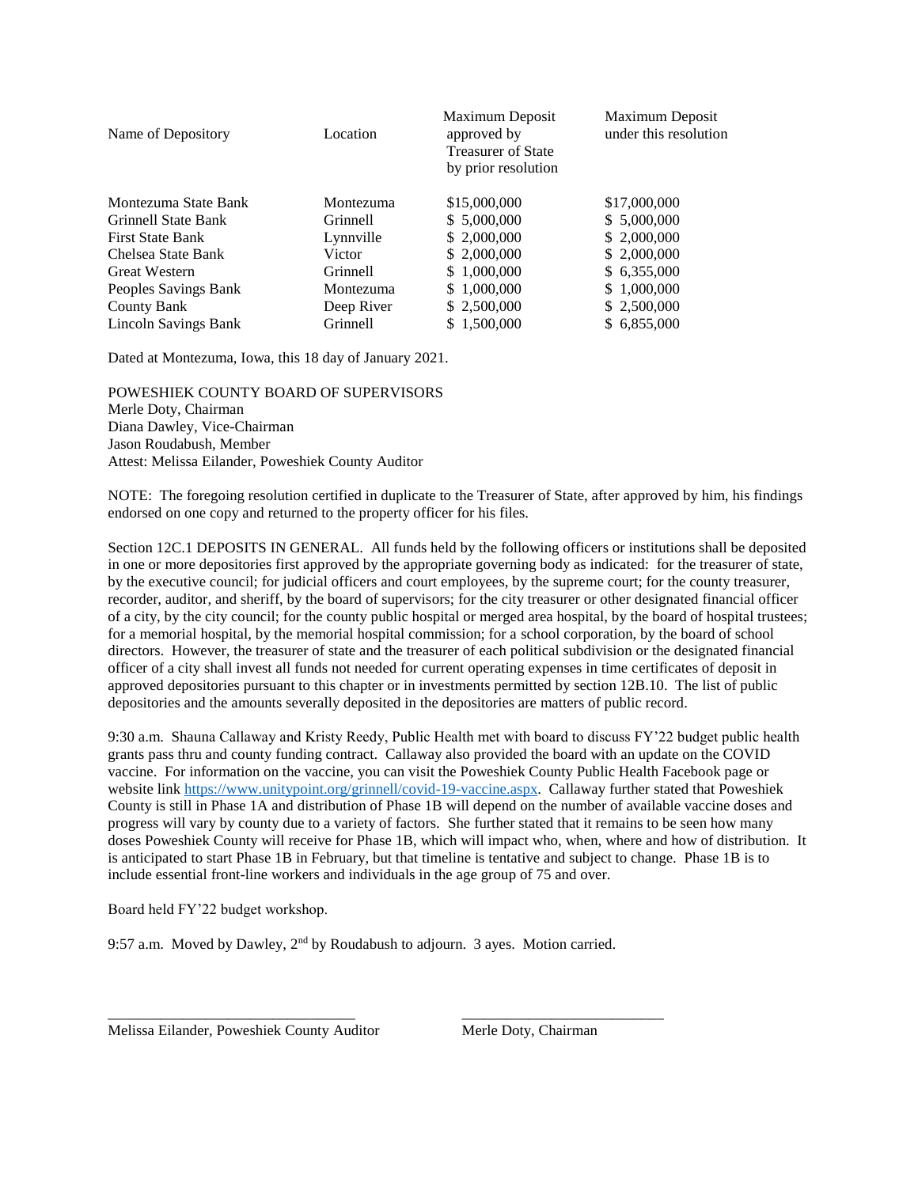| Name of Depository | Location | Maximum Deposit approved by Treasurer of State by prior resolution | Maximum Deposit under this resolution |
|---|---|---|---|
| Montezuma State Bank | Montezuma | $15,000,000 | $17,000,000 |
| Grinnell State Bank | Grinnell | $ 5,000,000 | $ 5,000,000 |
| First State Bank | Lynnville | $ 2,000,000 | $ 2,000,000 |
| Chelsea State Bank | Victor | $ 2,000,000 | $ 2,000,000 |
| Great Western | Grinnell | $ 1,000,000 | $ 6,355,000 |
| Peoples Savings Bank | Montezuma | $ 1,000,000 | $ 1,000,000 |
| County Bank | Deep River | $ 2,500,000 | $ 2,500,000 |
| Lincoln Savings Bank | Grinnell | $ 1,500,000 | $ 6,855,000 |

Dated at Montezuma, Iowa, this 18 day of January 2021.

POWESHIEK COUNTY BOARD OF SUPERVISORS
Merle Doty, Chairman
Diana Dawley, Vice-Chairman
Jason Roudabush, Member
Attest: Melissa Eilander, Poweshiek County Auditor

NOTE: The foregoing resolution certified in duplicate to the Treasurer of State, after approved by him, his findings endorsed on one copy and returned to the property officer for his files.

Section 12C.1 DEPOSITS IN GENERAL. All funds held by the following officers or institutions shall be deposited in one or more depositories first approved by the appropriate governing body as indicated: for the treasurer of state, by the executive council; for judicial officers and court employees, by the supreme court; for the county treasurer, recorder, auditor, and sheriff, by the board of supervisors; for the city treasurer or other designated financial officer of a city, by the city council; for the county public hospital or merged area hospital, by the board of hospital trustees; for a memorial hospital, by the memorial hospital commission; for a school corporation, by the board of school directors. However, the treasurer of state and the treasurer of each political subdivision or the designated financial officer of a city shall invest all funds not needed for current operating expenses in time certificates of deposit in approved depositories pursuant to this chapter or in investments permitted by section 12B.10. The list of public depositories and the amounts severally deposited in the depositories are matters of public record.

9:30 a.m. Shauna Callaway and Kristy Reedy, Public Health met with board to discuss FY'22 budget public health grants pass thru and county funding contract. Callaway also provided the board with an update on the COVID vaccine. For information on the vaccine, you can visit the Poweshiek County Public Health Facebook page or website link https://www.unitypoint.org/grinnell/covid-19-vaccine.aspx. Callaway further stated that Poweshiek County is still in Phase 1A and distribution of Phase 1B will depend on the number of available vaccine doses and progress will vary by county due to a variety of factors. She further stated that it remains to be seen how many doses Poweshiek County will receive for Phase 1B, which will impact who, when, where and how of distribution. It is anticipated to start Phase 1B in February, but that timeline is tentative and subject to change. Phase 1B is to include essential front-line workers and individuals in the age group of 75 and over.

Board held FY'22 budget workshop.

9:57 a.m. Moved by Dawley, 2nd by Roudabush to adjourn. 3 ayes. Motion carried.

_________________________________ ___________________________
Melissa Eilander, Poweshiek County Auditor Merle Doty, Chairman